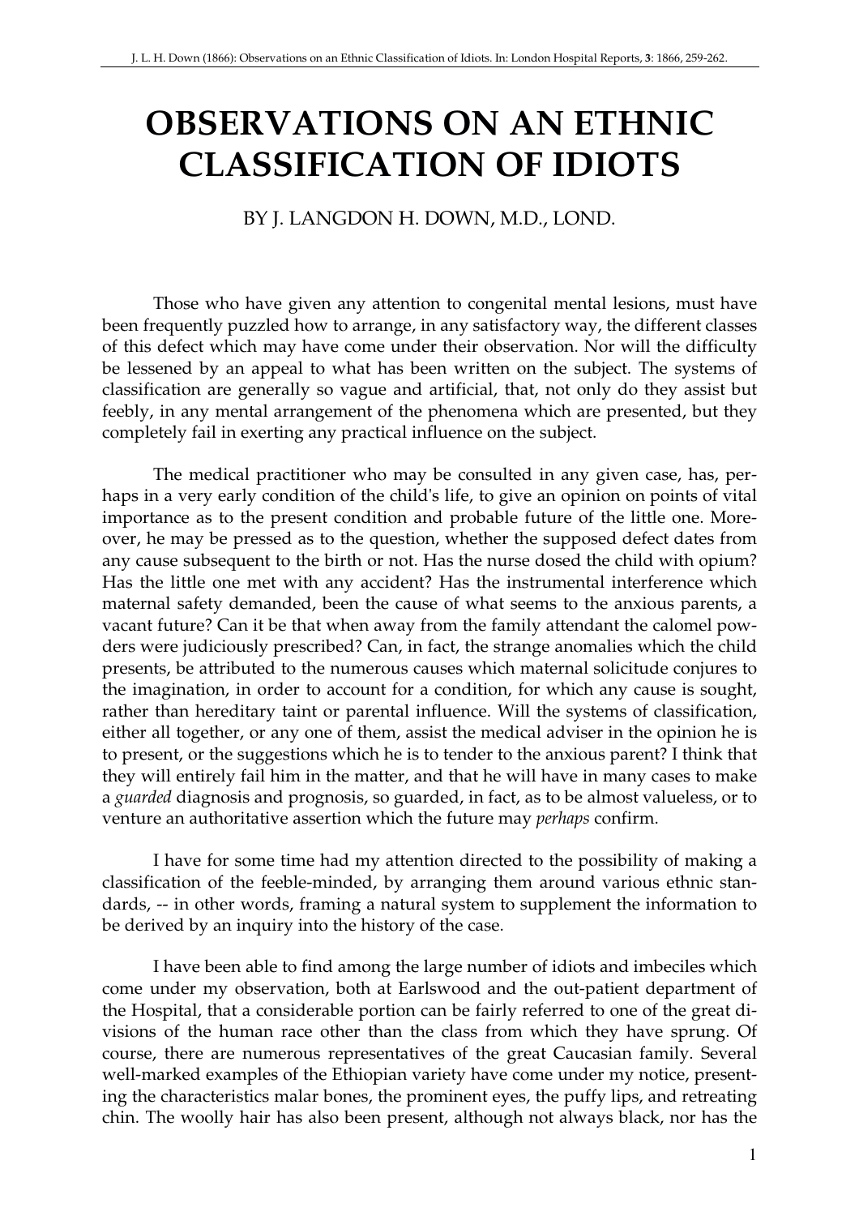# OBSERVATIONS ON AN ETHNIC CLASSIFICATION OF IDIOTS

BY J. LANGDON H. DOWN, M.D., LOND.

Those who have given any attention to congenital mental lesions, must have been frequently puzzled how to arrange, in any satisfactory way, the different classes of this defect which may have come under their observation. Nor will the difficulty be lessened by an appeal to what has been written on the subject. The systems of classification are generally so vague and artificial, that, not only do they assist but feebly, in any mental arrangement of the phenomena which are presented, but they completely fail in exerting any practical influence on the subject.

The medical practitioner who may be consulted in any given case, has, perhaps in a very early condition of the child's life, to give an opinion on points of vital importance as to the present condition and probable future of the little one. Moreover, he may be pressed as to the question, whether the supposed defect dates from any cause subsequent to the birth or not. Has the nurse dosed the child with opium? Has the little one met with any accident? Has the instrumental interference which maternal safety demanded, been the cause of what seems to the anxious parents, a vacant future? Can it be that when away from the family attendant the calomel powders were judiciously prescribed? Can, in fact, the strange anomalies which the child presents, be attributed to the numerous causes which maternal solicitude conjures to the imagination, in order to account for a condition, for which any cause is sought, rather than hereditary taint or parental influence. Will the systems of classification, either all together, or any one of them, assist the medical adviser in the opinion he is to present, or the suggestions which he is to tender to the anxious parent? I think that they will entirely fail him in the matter, and that he will have in many cases to make a *guarded* diagnosis and prognosis, so guarded, in fact, as to be almost valueless, or to venture an authoritative assertion which the future may *perhaps* confirm.

I have for some time had my attention directed to the possibility of making a classification of the feeble-minded, by arranging them around various ethnic standards, -- in other words, framing a natural system to supplement the information to be derived by an inquiry into the history of the case.

I have been able to find among the large number of idiots and imbeciles which come under my observation, both at Earlswood and the out-patient department of the Hospital, that a considerable portion can be fairly referred to one of the great divisions of the human race other than the class from which they have sprung. Of course, there are numerous representatives of the great Caucasian family. Several well-marked examples of the Ethiopian variety have come under my notice, presenting the characteristics malar bones, the prominent eyes, the puffy lips, and retreating chin. The woolly hair has also been present, although not always black, nor has the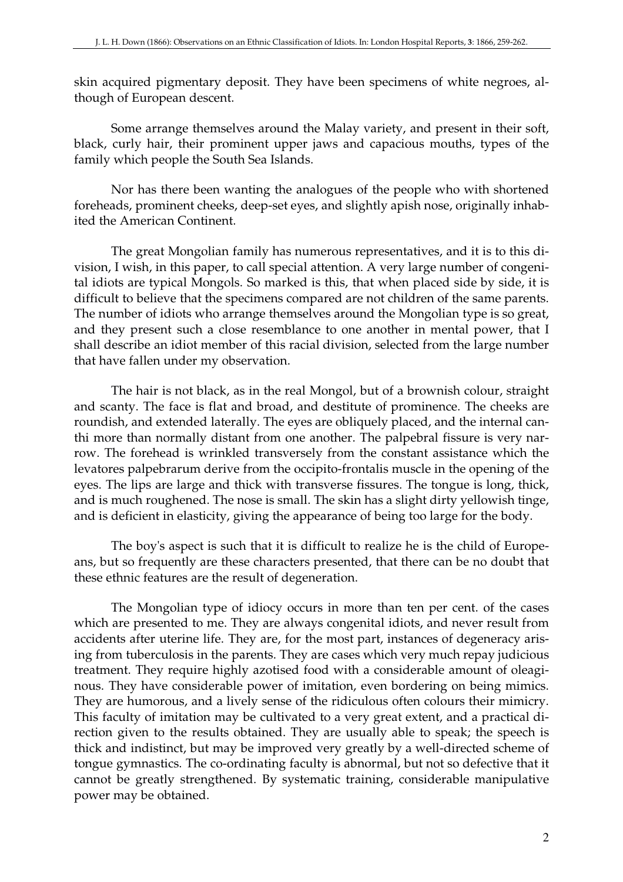skin acquired pigmentary deposit. They have been specimens of white negroes, although of European descent.

Some arrange themselves around the Malay variety, and present in their soft, black, curly hair, their prominent upper jaws and capacious mouths, types of the family which people the South Sea Islands.

Nor has there been wanting the analogues of the people who with shortened foreheads, prominent cheeks, deep-set eyes, and slightly apish nose, originally inhabited the American Continent.

The great Mongolian family has numerous representatives, and it is to this division, I wish, in this paper, to call special attention. A very large number of congenital idiots are typical Mongols. So marked is this, that when placed side by side, it is difficult to believe that the specimens compared are not children of the same parents. The number of idiots who arrange themselves around the Mongolian type is so great, and they present such a close resemblance to one another in mental power, that I shall describe an idiot member of this racial division, selected from the large number that have fallen under my observation.

The hair is not black, as in the real Mongol, but of a brownish colour, straight and scanty. The face is flat and broad, and destitute of prominence. The cheeks are roundish, and extended laterally. The eyes are obliquely placed, and the internal canthi more than normally distant from one another. The palpebral fissure is very narrow. The forehead is wrinkled transversely from the constant assistance which the levatores palpebrarum derive from the occipito-frontalis muscle in the opening of the eyes. The lips are large and thick with transverse fissures. The tongue is long, thick, and is much roughened. The nose is small. The skin has a slight dirty yellowish tinge, and is deficient in elasticity, giving the appearance of being too large for the body.

The boy's aspect is such that it is difficult to realize he is the child of Europeans, but so frequently are these characters presented, that there can be no doubt that these ethnic features are the result of degeneration.

The Mongolian type of idiocy occurs in more than ten per cent. of the cases which are presented to me. They are always congenital idiots, and never result from accidents after uterine life. They are, for the most part, instances of degeneracy arising from tuberculosis in the parents. They are cases which very much repay judicious treatment. They require highly azotised food with a considerable amount of oleaginous. They have considerable power of imitation, even bordering on being mimics. They are humorous, and a lively sense of the ridiculous often colours their mimicry. This faculty of imitation may be cultivated to a very great extent, and a practical direction given to the results obtained. They are usually able to speak; the speech is thick and indistinct, but may be improved very greatly by a well-directed scheme of tongue gymnastics. The co-ordinating faculty is abnormal, but not so defective that it cannot be greatly strengthened. By systematic training, considerable manipulative power may be obtained.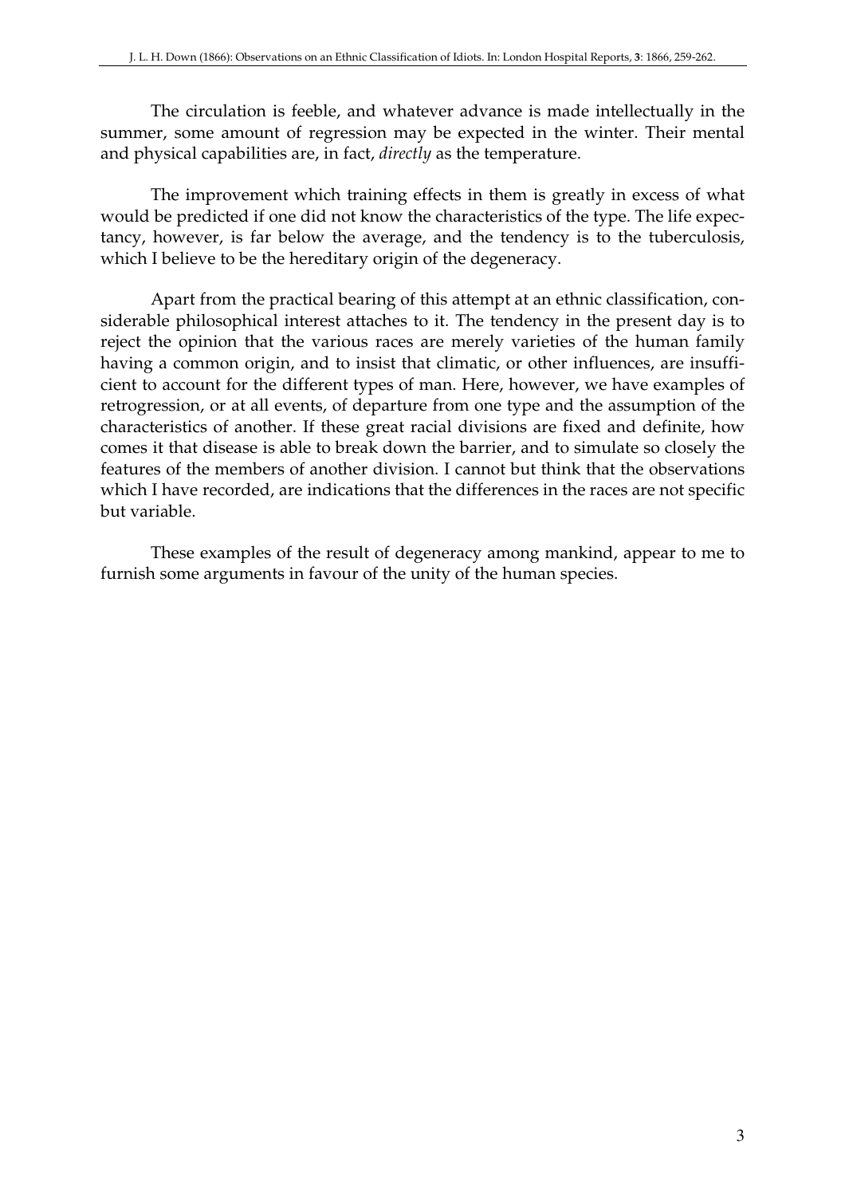The circulation is feeble, and whatever advance is made intellectually in the summer, some amount of regression may be expected in the winter. Their mental and physical capabilities are, in fact, *directly* as the temperature.

The improvement which training effects in them is greatly in excess of what would be predicted if one did not know the characteristics of the type. The life expectancy, however, is far below the average, and the tendency is to the tuberculosis, which I believe to be the hereditary origin of the degeneracy.

Apart from the practical bearing of this attempt at an ethnic classification, considerable philosophical interest attaches to it. The tendency in the present day is to reject the opinion that the various races are merely varieties of the human family having a common origin, and to insist that climatic, or other influences, are insufficient to account for the different types of man. Here, however, we have examples of retrogression, or at all events, of departure from one type and the assumption of the characteristics of another. If these great racial divisions are fixed and definite, how comes it that disease is able to break down the barrier, and to simulate so closely the features of the members of another division. I cannot but think that the observations which I have recorded, are indications that the differences in the races are not specific but variable.

These examples of the result of degeneracy among mankind, appear to me to furnish some arguments in favour of the unity of the human species.